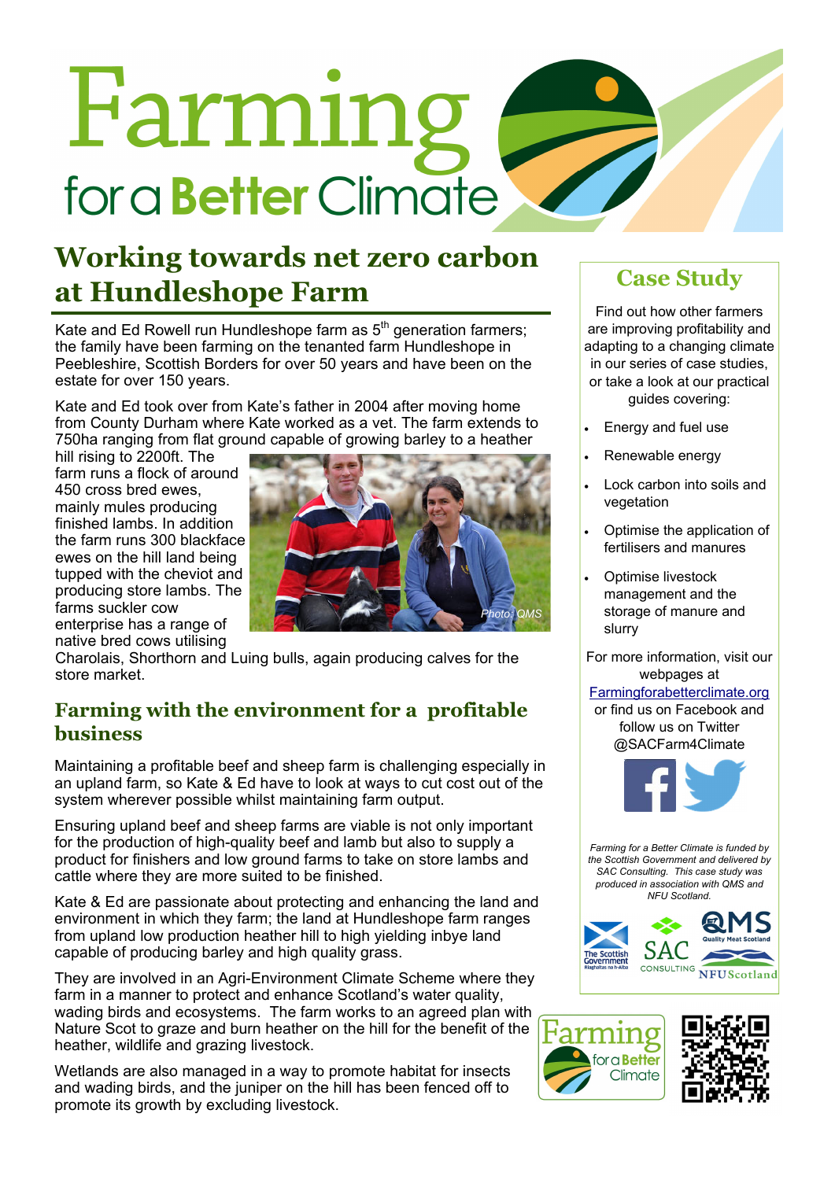# Farming for a Better Climate

## Working towards net zero carbon at Hundleshope Farm

Kate and Ed Rowell run Hundleshope farm as 5th generation farmers; the family have been farming on the tenanted farm Hundleshope in Peebleshire, Scottish Borders for over 50 years and have been on the estate for over 150 years.

Kate and Ed took over from Kate's father in 2004 after moving home from County Durham where Kate worked as a vet. The farm extends to 750ha ranging from flat ground capable of growing barley to a heather hill rising to 2200ft. The farm runs a flock of around 450 cross bred ewes, mainly mules producing finished lambs. In addition the farm runs 300 blackface ewes on the hill land being tupped with the cheviot and producing store lambs. The farms suckler cow enterprise has a range of native bred cows utilising Charolais, Shorthorn and Luing bulls, again producing calves for the store market.

*Photo: QMS*

### Farming with the environment for a profitable business

Maintaining a profitable beef and sheep farm is challenging especially in an upland farm, so Kate & Ed have to look at ways to cut cost out of the system wherever possible whilst maintaining farm output.

Ensuring upland beef and sheep farms are viable is not only important for the production of high-quality beef and lamb but also to supply a product for finishers and low ground farms to take on store lambs and cattle where they are more suited to be finished.

Kate & Ed are passionate about protecting and enhancing the land and environment in which they farm; the land at Hundleshope farm ranges from upland low production heather hill to high yielding inbye land capable of producing barley and high quality grass.

They are involved in an Agri-Environment Climate Scheme where they farm in a manner to protect and enhance Scotland's water quality, wading birds and ecosystems. The farm works to an agreed plan with Nature Scot to graze and burn heather on the hill for the benefit of the heather, wildlife and grazing livestock.

Wetlands are also managed in a way to promote habitat for insects and wading birds, and the juniper on the hill has been fenced off to promote its growth by excluding livestock.

### Case Study

Find out how other farmers are improving profitability and adapting to a changing climate in our series of case studies, or take a look at our practical guides covering:

- Energy and fuel use
- Renewable energy
- Lock carbon into soils and vegetation
- Optimise the application of fertilisers and manures
- Optimise livestock management and the storage of manure and slurry

For more information, visit our webpages at Farmingforabetterclimate.org or find us on Facebook and follow us on Twitter @SACFarm4Climate

*Farming for a Better Climate is funded by the Scottish Government and delivered by SAC Consulting. This case study was produced in association with QMS and NFU Scotland.*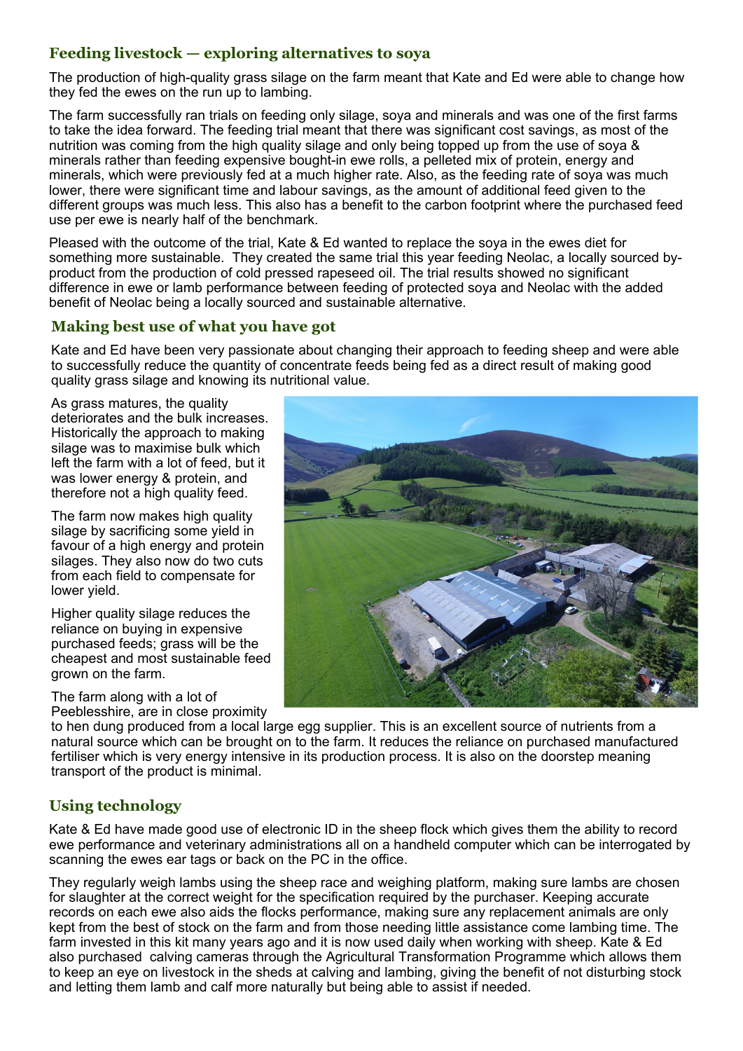## Feeding livestock — exploring alternatives to soya

The production of high-quality grass silage on the farm meant that Kate and Ed were able to change how they fed the ewes on the run up to lambing.

The farm successfully ran trials on feeding only silage, soya and minerals and was one of the first farms to take the idea forward. The feeding trial meant that there was significant cost savings, as most of the nutrition was coming from the high quality silage and only being topped up from the use of soya & minerals rather than feeding expensive bought-in ewe rolls, a pelleted mix of protein, energy and minerals, which were previously fed at a much higher rate. Also, as the feeding rate of soya was much lower, there were significant time and labour savings, as the amount of additional feed given to the different groups was much less. This also has a benefit to the carbon footprint where the purchased feed use per ewe is nearly half of the benchmark.

Pleased with the outcome of the trial, Kate & Ed wanted to replace the soya in the ewes diet for something more sustainable. They created the same trial this year feeding Neolac, a locally sourced by-product from the production of cold pressed rapeseed oil. The trial results showed no significant difference in ewe or lamb performance between feeding of protected soya and Neolac with the added benefit of Neolac being a locally sourced and sustainable alternative.

## Making best use of what you have got

Kate and Ed have been very passionate about changing their approach to feeding sheep and were able to successfully reduce the quantity of concentrate feeds being fed as a direct result of making good quality grass silage and knowing its nutritional value.

As grass matures, the quality deteriorates and the bulk increases. Historically the approach to making silage was to maximise bulk which left the farm with a lot of feed, but it was lower energy & protein, and therefore not a high quality feed.

The farm now makes high quality silage by sacrificing some yield in favour of a high energy and protein silages. They also now do two cuts from each field to compensate for lower yield.

Higher quality silage reduces the reliance on buying in expensive purchased feeds; grass will be the cheapest and most sustainable feed grown on the farm.

The farm along with a lot of Peeblesshire, are in close proximity to hen dung produced from a local large egg supplier. This is an excellent source of nutrients from a natural source which can be brought on to the farm. It reduces the reliance on purchased manufactured fertiliser which is very energy intensive in its production process. It is also on the doorstep meaning transport of the product is minimal.

## Using technology

Kate & Ed have made good use of electronic ID in the sheep flock which gives them the ability to record ewe performance and veterinary administrations all on a handheld computer which can be interrogated by scanning the ewes ear tags or back on the PC in the office.

They regularly weigh lambs using the sheep race and weighing platform, making sure lambs are chosen for slaughter at the correct weight for the specification required by the purchaser. Keeping accurate records on each ewe also aids the flocks performance, making sure any replacement animals are only kept from the best of stock on the farm and from those needing little assistance come lambing time. The farm invested in this kit many years ago and it is now used daily when working with sheep. Kate & Ed also purchased calving cameras through the Agricultural Transformation Programme which allows them to keep an eye on livestock in the sheds at calving and lambing, giving the benefit of not disturbing stock and letting them lamb and calf more naturally but being able to assist if needed.